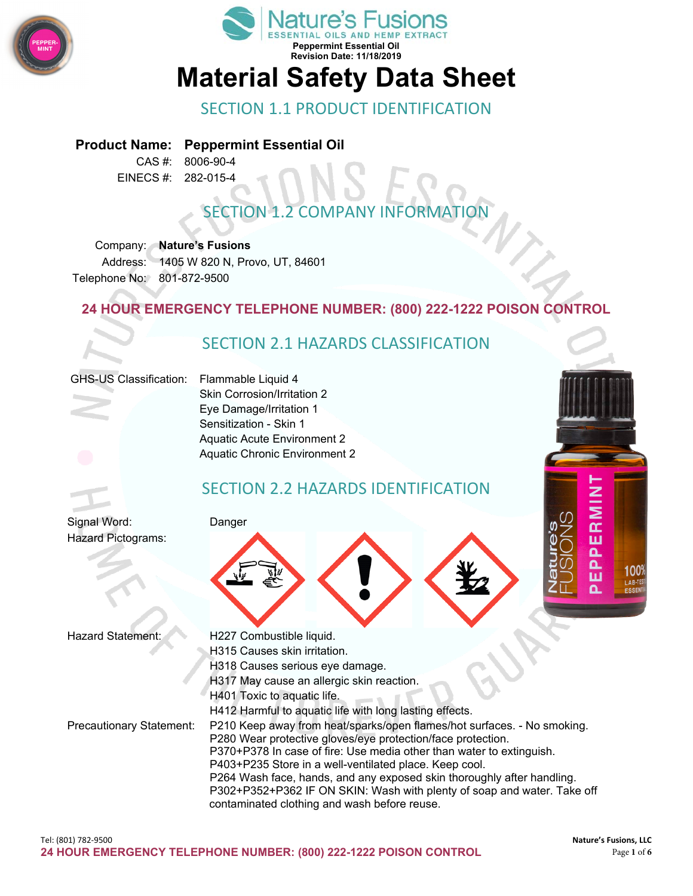Nature's Fusions
ESSENTIAL OILS AND HEMP EXTRACT
Peppermint Essential Oil
Revision Date: 11/18/2019

# Material Safety Data Sheet

## SECTION 1.1 PRODUCT IDENTIFICATION

**Product Name: Peppermint Essential Oil**
CAS #: 8006-90-4
EINECS #: 282-015-4

## SECTION 1.2 COMPANY INFORMATION

Company: **Nature's Fusions**
Address: 1405 W 820 N, Provo, UT, 84601
Telephone No: 801-872-9500

**24 HOUR EMERGENCY TELEPHONE NUMBER: (800) 222-1222 POISON CONTROL**

## SECTION 2.1 HAZARDS CLASSIFICATION

GHS-US Classification:
- Flammable Liquid 4
- Skin Corrosion/Irritation 2
- Eye Damage/Irritation 1
- Sensitization - Skin 1
- Aquatic Acute Environment 2
- Aquatic Chronic Environment 2

## SECTION 2.2 HAZARDS IDENTIFICATION

Signal Word: Danger

Hazard Pictograms:

Hazard Statement:
- H227 Combustible liquid.
- H315 Causes skin irritation.
- H318 Causes serious eye damage.
- H317 May cause an allergic skin reaction.
- H401 Toxic to aquatic life.
- H412 Harmful to aquatic life with long lasting effects.

Precautionary Statement:
- P210 Keep away from heat/sparks/open flames/hot surfaces. - No smoking.
- P280 Wear protective gloves/eye protection/face protection.
- P370+P378 In case of fire: Use media other than water to extinguish.
- P403+P235 Store in a well-ventilated place. Keep cool.
- P264 Wash face, hands, and any exposed skin thoroughly after handling.
- P302+P352+P362 IF ON SKIN: Wash with plenty of soap and water. Take off contaminated clothing and wash before reuse.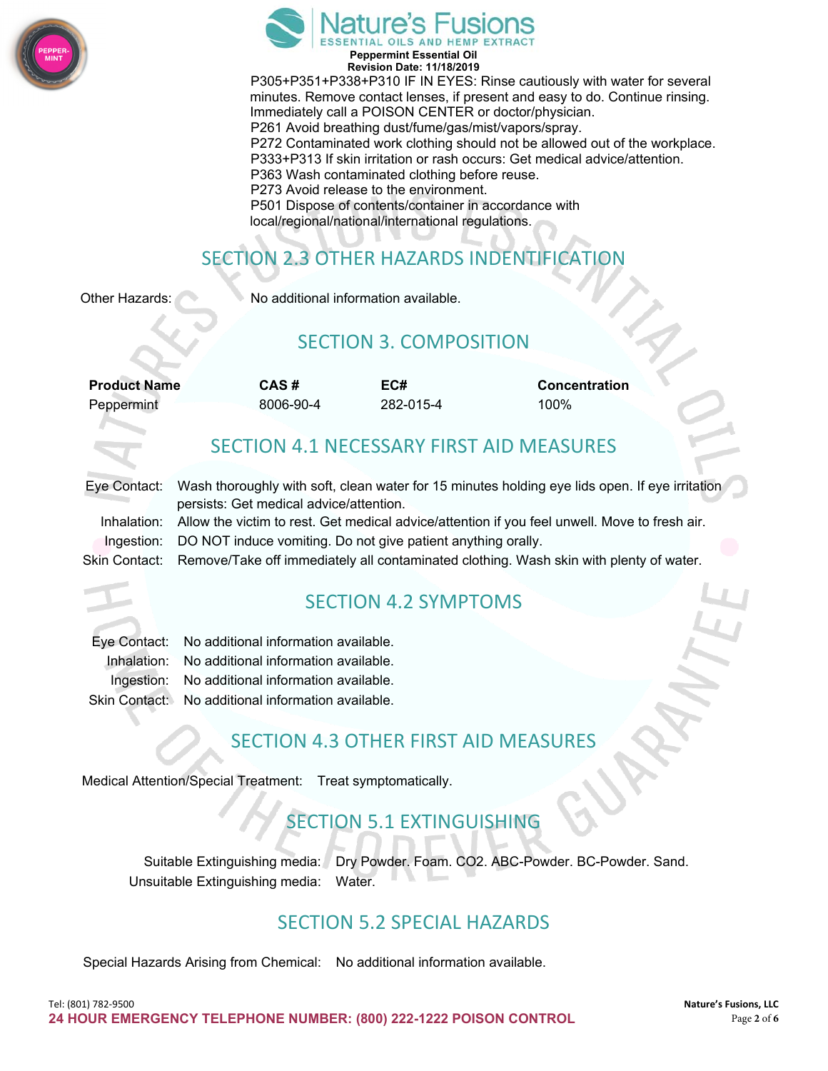P305+P351+P338+P310 IF IN EYES: Rinse cautiously with water for several minutes. Remove contact lenses, if present and easy to do. Continue rinsing. Immediately call a POISON CENTER or doctor/physician.
P261 Avoid breathing dust/fume/gas/mist/vapors/spray.
P272 Contaminated work clothing should not be allowed out of the workplace.
P333+P313 If skin irritation or rash occurs: Get medical advice/attention.
P363 Wash contaminated clothing before reuse.
P273 Avoid release to the environment.
P501 Dispose of contents/container in accordance with local/regional/national/international regulations.

## SECTION 2.3 OTHER HAZARDS INDENTIFICATION

Other Hazards: No additional information available.

## SECTION 3. COMPOSITION

| Product Name | CAS # | EC# | Concentration |
|---|---|---|---|
| Peppermint | 8006-90-4 | 282-015-4 | 100% |

## SECTION 4.1 NECESSARY FIRST AID MEASURES

Eye Contact: Wash thoroughly with soft, clean water for 15 minutes holding eye lids open. If eye irritation persists: Get medical advice/attention.
Inhalation: Allow the victim to rest. Get medical advice/attention if you feel unwell. Move to fresh air.
Ingestion: DO NOT induce vomiting. Do not give patient anything orally.
Skin Contact: Remove/Take off immediately all contaminated clothing. Wash skin with plenty of water.

## SECTION 4.2 SYMPTOMS

Eye Contact: No additional information available.
Inhalation: No additional information available.
Ingestion: No additional information available.
Skin Contact: No additional information available.

## SECTION 4.3 OTHER FIRST AID MEASURES

Medical Attention/Special Treatment: Treat symptomatically.

## SECTION 5.1 EXTINGUISHING

Suitable Extinguishing media: Dry Powder. Foam. $CO_2$. ABC-Powder. BC-Powder. Sand.
Unsuitable Extinguishing media: Water.

## SECTION 5.2 SPECIAL HAZARDS

Special Hazards Arising from Chemical: No additional information available.

Tel: (801) 782-9500
**24 HOUR EMERGENCY TELEPHONE NUMBER: (800) 222-1222 POISON CONTROL**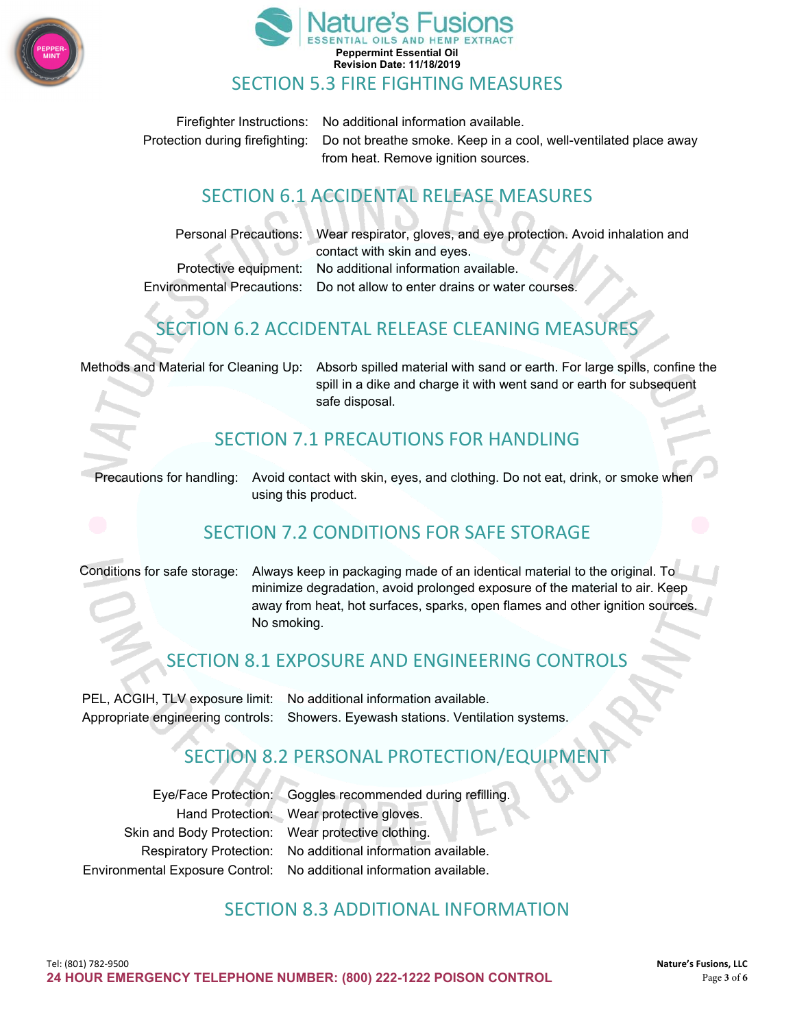## SECTION 5.3 FIRE FIGHTING MEASURES

Firefighter Instructions: No additional information available.

Protection during firefighting: Do not breathe smoke. Keep in a cool, well-ventilated place away from heat. Remove ignition sources.

## SECTION 6.1 ACCIDENTAL RELEASE MEASURES

Personal Precautions: Wear respirator, gloves, and eye protection. Avoid inhalation and contact with skin and eyes.

Protective equipment: No additional information available.

Environmental Precautions: Do not allow to enter drains or water courses.

## SECTION 6.2 ACCIDENTAL RELEASE CLEANING MEASURES

Methods and Material for Cleaning Up: Absorb spilled material with sand or earth. For large spills, confine the spill in a dike and charge it with went sand or earth for subsequent safe disposal.

## SECTION 7.1 PRECAUTIONS FOR HANDLING

Precautions for handling: Avoid contact with skin, eyes, and clothing. Do not eat, drink, or smoke when using this product.

## SECTION 7.2 CONDITIONS FOR SAFE STORAGE

Conditions for safe storage: Always keep in packaging made of an identical material to the original. To minimize degradation, avoid prolonged exposure of the material to air. Keep away from heat, hot surfaces, sparks, open flames and other ignition sources. No smoking.

## SECTION 8.1 EXPOSURE AND ENGINEERING CONTROLS

PEL, ACGIH, TLV exposure limit: No additional information available.

Appropriate engineering controls: Showers. Eyewash stations. Ventilation systems.

## SECTION 8.2 PERSONAL PROTECTION/EQUIPMENT

Eye/Face Protection: Goggles recommended during refilling.

Hand Protection: Wear protective gloves.

Skin and Body Protection: Wear protective clothing.

Respiratory Protection: No additional information available.

Environmental Exposure Control: No additional information available.

## SECTION 8.3 ADDITIONAL INFORMATION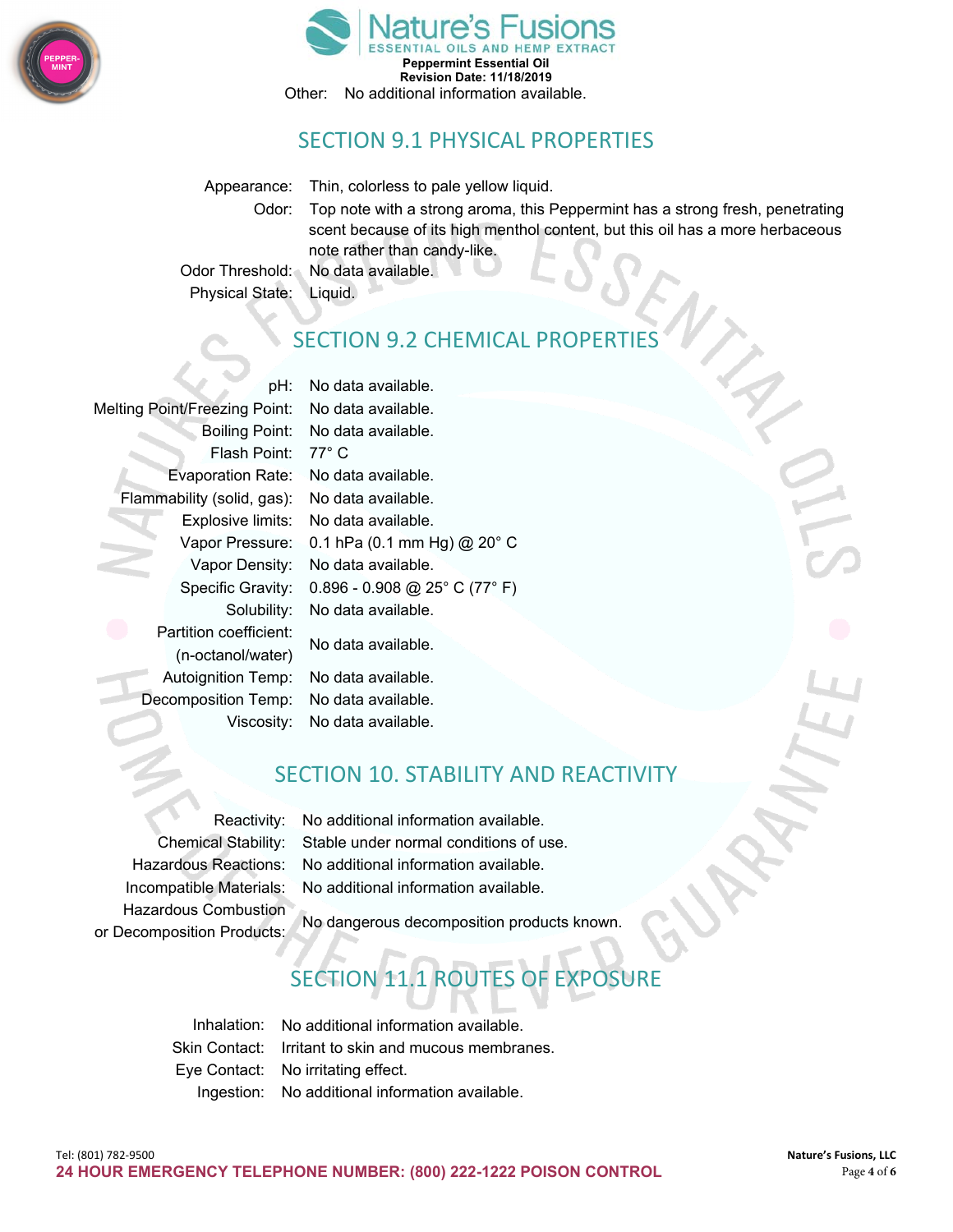Other: No additional information available.

## SECTION 9.1 PHYSICAL PROPERTIES

| | |
|---|---|
| Appearance: | Thin, colorless to pale yellow liquid. |
| Odor: | Top note with a strong aroma, this Peppermint has a strong fresh, penetrating scent because of its high menthol content, but this oil has a more herbaceous note rather than candy-like. |
| Odor Threshold: | No data available. |
| Physical State: | Liquid. |

## SECTION 9.2 CHEMICAL PROPERTIES

| | |
|---|---|
| pH: | No data available. |
| Melting Point/Freezing Point: | No data available. |
| Boiling Point: | No data available. |
| Flash Point: | 77° C |
| Evaporation Rate: | No data available. |
| Flammability (solid, gas): | No data available. |
| Explosive limits: | No data available. |
| Vapor Pressure: | 0.1 hPa (0.1 mm Hg) @ 20° C |
| Vapor Density: | No data available. |
| Specific Gravity: | 0.896 - 0.908 @ 25° C (77° F) |
| Solubility: | No data available. |
| Partition coefficient: (n-octanol/water) | No data available. |
| Autoignition Temp: | No data available. |
| Decomposition Temp: | No data available. |
| Viscosity: | No data available. |

## SECTION 10. STABILITY AND REACTIVITY

| | |
|---|---|
| Reactivity: | No additional information available. |
| Chemical Stability: | Stable under normal conditions of use. |
| Hazardous Reactions: | No additional information available. |
| Incompatible Materials: | No additional information available. |
| Hazardous Combustion or Decomposition Products: | No dangerous decomposition products known. |

## SECTION 11.1 ROUTES OF EXPOSURE

| | |
|---|---|
| Inhalation: | No additional information available. |
| Skin Contact: | Irritant to skin and mucous membranes. |
| Eye Contact: | No irritating effect. |
| Ingestion: | No additional information available. |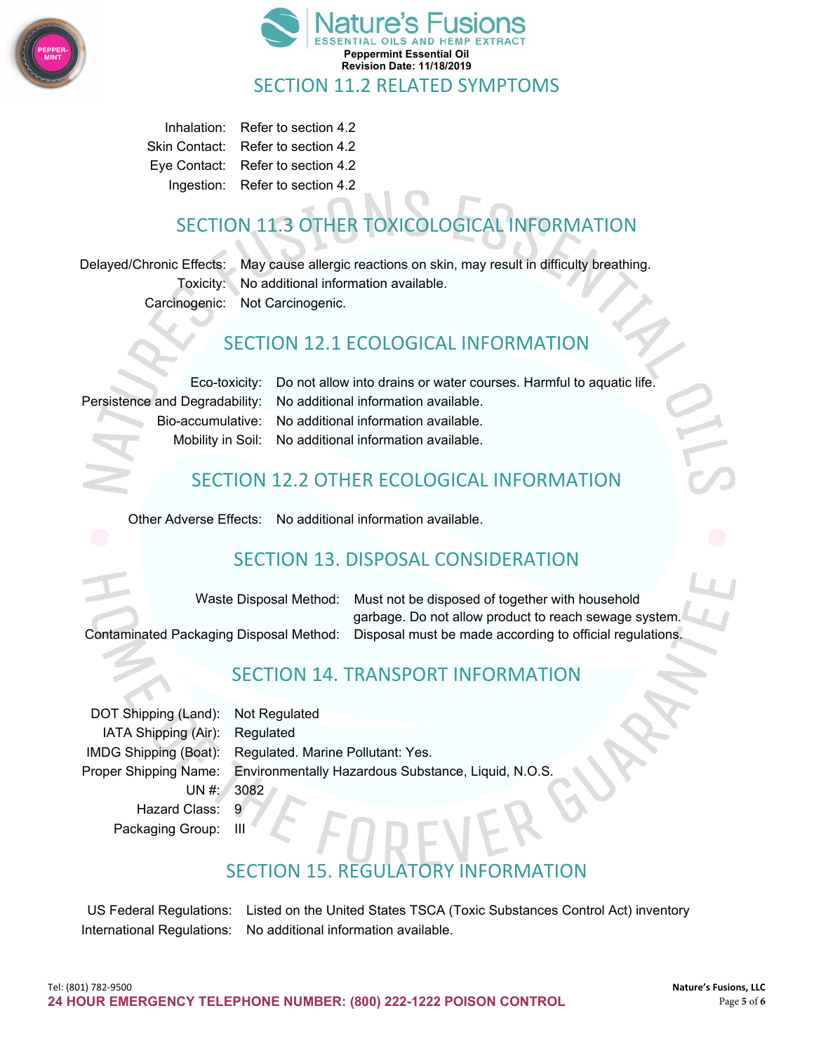## SECTION 11.2 RELATED SYMPTOMS

| | |
|---|---|
| Inhalation: | Refer to section 4.2 |
| Skin Contact: | Refer to section 4.2 |
| Eye Contact: | Refer to section 4.2 |
| Ingestion: | Refer to section 4.2 |

## SECTION 11.3 OTHER TOXICOLOGICAL INFORMATION

| | |
|---|---|
| Delayed/Chronic Effects: | May cause allergic reactions on skin, may result in difficulty breathing. |
| Toxicity: | No additional information available. |
| Carcinogenic: | Not Carcinogenic. |

## SECTION 12.1 ECOLOGICAL INFORMATION

| | |
|---|---|
| Eco-toxicity: | Do not allow into drains or water courses. Harmful to aquatic life. |
| Persistence and Degradability: | No additional information available. |
| Bio-accumulative: | No additional information available. |
| Mobility in Soil: | No additional information available. |

## SECTION 12.2 OTHER ECOLOGICAL INFORMATION

| | |
|---|---|
| Other Adverse Effects: | No additional information available. |

## SECTION 13. DISPOSAL CONSIDERATION

| | |
|---|---|
| Waste Disposal Method: | Must not be disposed of together with household garbage. Do not allow product to reach sewage system. |
| Contaminated Packaging Disposal Method: | Disposal must be made according to official regulations. |

## SECTION 14. TRANSPORT INFORMATION

| | |
|---|---|
| DOT Shipping (Land): | Not Regulated |
| IATA Shipping (Air): | Regulated |
| IMDG Shipping (Boat): | Regulated. Marine Pollutant: Yes. |
| Proper Shipping Name: | Environmentally Hazardous Substance, Liquid, N.O.S. |
| UN #: | 3082 |
| Hazard Class: | 9 |
| Packaging Group: | III |

## SECTION 15. REGULATORY INFORMATION

| | |
|---|---|
| US Federal Regulations: | Listed on the United States TSCA (Toxic Substances Control Act) inventory |
| International Regulations: | No additional information available. |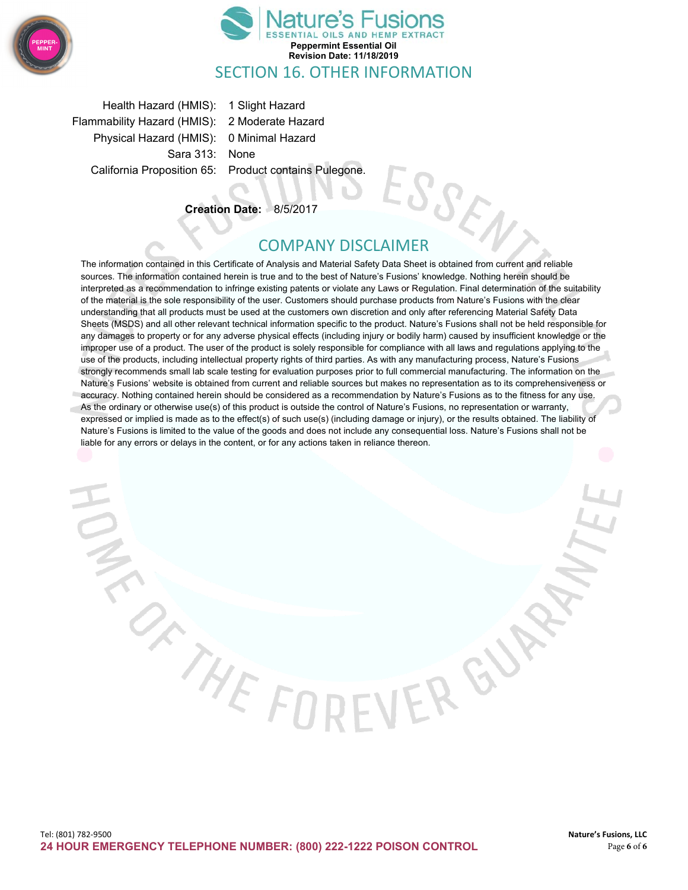## SECTION 16. OTHER INFORMATION

| | |
|---|---|
| Health Hazard (HMIS): | 1 Slight Hazard |
| Flammability Hazard (HMIS): | 2 Moderate Hazard |
| Physical Hazard (HMIS): | 0 Minimal Hazard |
| Sara 313: | None |
| California Proposition 65: | Product contains Pulegone. |

**Creation Date:** 8/5/2017

## COMPANY DISCLAIMER

The information contained in this Certificate of Analysis and Material Safety Data Sheet is obtained from current and reliable sources. The information contained herein is true and to the best of Nature's Fusions' knowledge. Nothing herein should be interpreted as a recommendation to infringe existing patents or violate any Laws or Regulation. Final determination of the suitability of the material is the sole responsibility of the user. Customers should purchase products from Nature's Fusions with the clear understanding that all products must be used at the customers own discretion and only after referencing Material Safety Data Sheets (MSDS) and all other relevant technical information specific to the product. Nature's Fusions shall not be held responsible for any damages to property or for any adverse physical effects (including injury or bodily harm) caused by insufficient knowledge or the improper use of a product. The user of the product is solely responsible for compliance with all laws and regulations applying to the use of the products, including intellectual property rights of third parties. As with any manufacturing process, Nature's Fusions strongly recommends small lab scale testing for evaluation purposes prior to full commercial manufacturing. The information on the Nature's Fusions' website is obtained from current and reliable sources but makes no representation as to its comprehensiveness or accuracy. Nothing contained herein should be considered as a recommendation by Nature's Fusions as to the fitness for any use. As the ordinary or otherwise use(s) of this product is outside the control of Nature's Fusions, no representation or warranty, expressed or implied is made as to the effect(s) of such use(s) (including damage or injury), or the results obtained. The liability of Nature's Fusions is limited to the value of the goods and does not include any consequential loss. Nature's Fusions shall not be liable for any errors or delays in the content, or for any actions taken in reliance thereon.